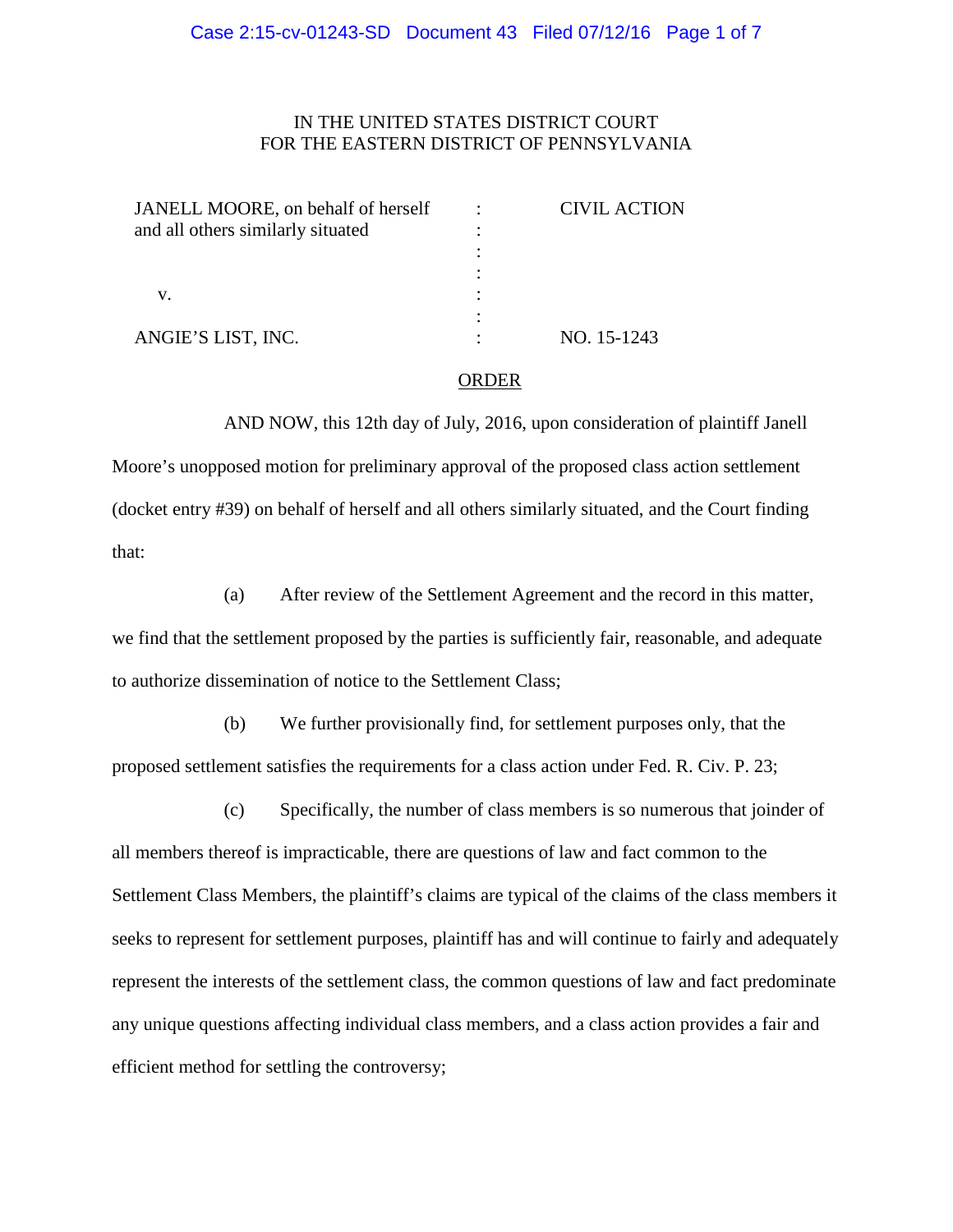IN THE UNITED STATES DISTRICT COURT
FOR THE EASTERN DISTRICT OF PENNSYLVANIA

| | | |
|---|---|---|
| JANELL MOORE, on behalf of herself and all others similarly situated | : | CIVIL ACTION |
| | : | |
| v. | : | |
| | : | |
| ANGIE'S LIST, INC. | : | NO. 15-1243 |

ORDER

AND NOW, this 12th day of July, 2016, upon consideration of plaintiff Janell Moore's unopposed motion for preliminary approval of the proposed class action settlement (docket entry #39) on behalf of herself and all others similarly situated, and the Court finding that:

(a) After review of the Settlement Agreement and the record in this matter, we find that the settlement proposed by the parties is sufficiently fair, reasonable, and adequate to authorize dissemination of notice to the Settlement Class;

(b) We further provisionally find, for settlement purposes only, that the proposed settlement satisfies the requirements for a class action under Fed. R. Civ. P. 23;

(c) Specifically, the number of class members is so numerous that joinder of all members thereof is impracticable, there are questions of law and fact common to the Settlement Class Members, the plaintiff's claims are typical of the claims of the class members it seeks to represent for settlement purposes, plaintiff has and will continue to fairly and adequately represent the interests of the settlement class, the common questions of law and fact predominate any unique questions affecting individual class members, and a class action provides a fair and efficient method for settling the controversy;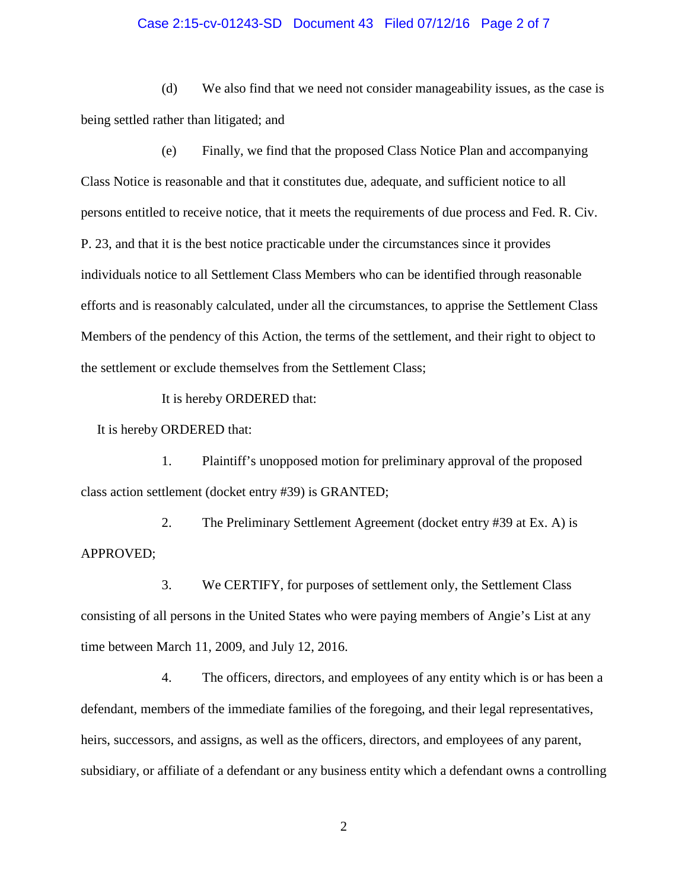(d) We also find that we need not consider manageability issues, as the case is being settled rather than litigated; and

(e) Finally, we find that the proposed Class Notice Plan and accompanying Class Notice is reasonable and that it constitutes due, adequate, and sufficient notice to all persons entitled to receive notice, that it meets the requirements of due process and Fed. R. Civ. P. 23, and that it is the best notice practicable under the circumstances since it provides individuals notice to all Settlement Class Members who can be identified through reasonable efforts and is reasonably calculated, under all the circumstances, to apprise the Settlement Class Members of the pendency of this Action, the terms of the settlement, and their right to object to the settlement or exclude themselves from the Settlement Class;

It is hereby ORDERED that:

It is hereby ORDERED that:

1. Plaintiff's unopposed motion for preliminary approval of the proposed class action settlement (docket entry #39) is GRANTED;

2. The Preliminary Settlement Agreement (docket entry #39 at Ex. A) is APPROVED;

3. We CERTIFY, for purposes of settlement only, the Settlement Class consisting of all persons in the United States who were paying members of Angie's List at any time between March 11, 2009, and July 12, 2016.

4. The officers, directors, and employees of any entity which is or has been a defendant, members of the immediate families of the foregoing, and their legal representatives, heirs, successors, and assigns, as well as the officers, directors, and employees of any parent, subsidiary, or affiliate of a defendant or any business entity which a defendant owns a controlling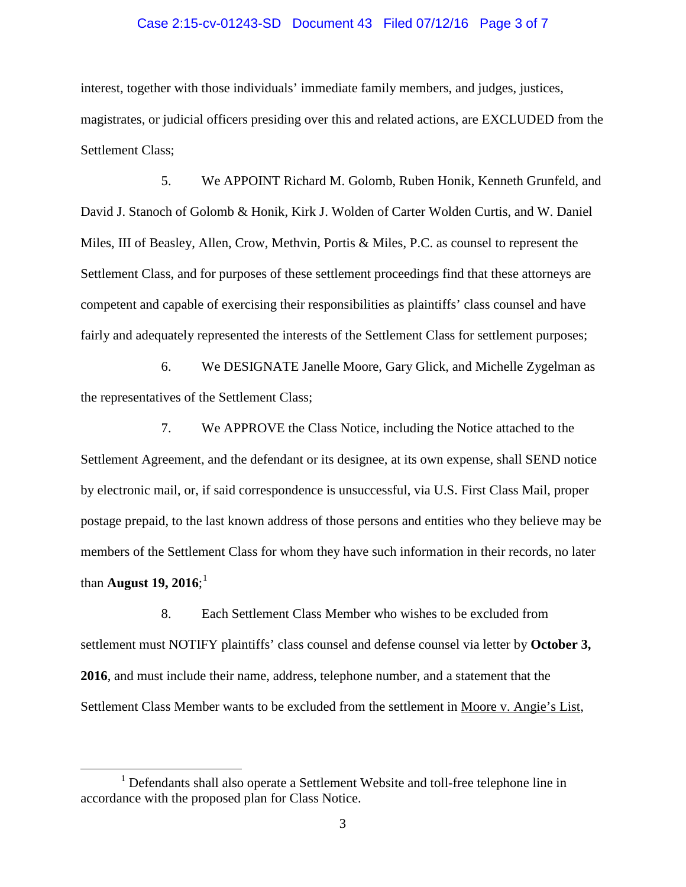interest, together with those individuals' immediate family members, and judges, justices, magistrates, or judicial officers presiding over this and related actions, are EXCLUDED from the Settlement Class;

5. We APPOINT Richard M. Golomb, Ruben Honik, Kenneth Grunfeld, and David J. Stanoch of Golomb & Honik, Kirk J. Wolden of Carter Wolden Curtis, and W. Daniel Miles, III of Beasley, Allen, Crow, Methvin, Portis & Miles, P.C. as counsel to represent the Settlement Class, and for purposes of these settlement proceedings find that these attorneys are competent and capable of exercising their responsibilities as plaintiffs' class counsel and have fairly and adequately represented the interests of the Settlement Class for settlement purposes;

6. We DESIGNATE Janelle Moore, Gary Glick, and Michelle Zygelman as the representatives of the Settlement Class;

7. We APPROVE the Class Notice, including the Notice attached to the Settlement Agreement, and the defendant or its designee, at its own expense, shall SEND notice by electronic mail, or, if said correspondence is unsuccessful, via U.S. First Class Mail, proper postage prepaid, to the last known address of those persons and entities who they believe may be members of the Settlement Class for whom they have such information in their records, no later than **August 19, 2016**;[1]

8. Each Settlement Class Member who wishes to be excluded from settlement must NOTIFY plaintiffs' class counsel and defense counsel via letter by **October 3, 2016**, and must include their name, address, telephone number, and a statement that the Settlement Class Member wants to be excluded from the settlement in Moore v. Angie's List,

---

[1] Defendants shall also operate a Settlement Website and toll-free telephone line in accordance with the proposed plan for Class Notice.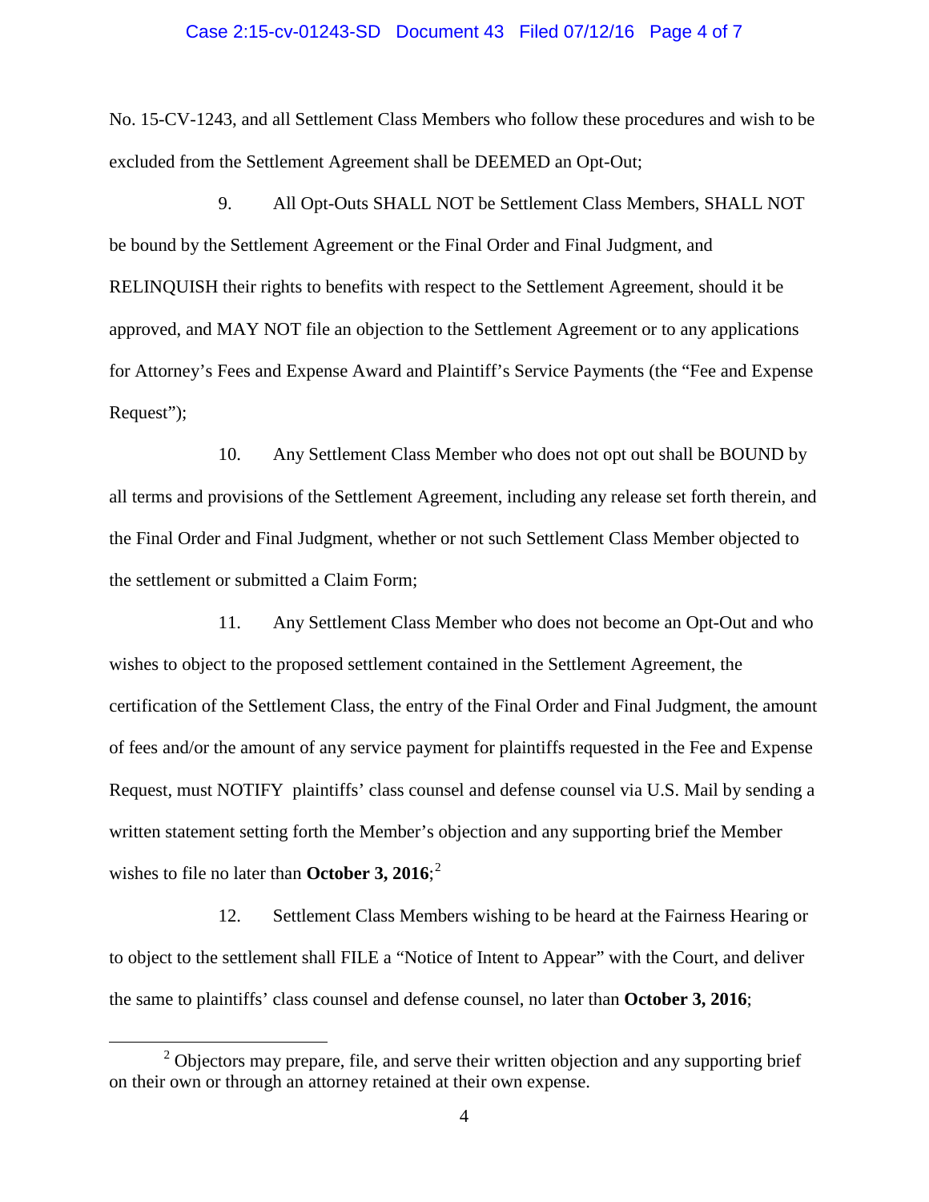No. 15-CV-1243, and all Settlement Class Members who follow these procedures and wish to be excluded from the Settlement Agreement shall be DEEMED an Opt-Out;

9. All Opt-Outs SHALL NOT be Settlement Class Members, SHALL NOT be bound by the Settlement Agreement or the Final Order and Final Judgment, and RELINQUISH their rights to benefits with respect to the Settlement Agreement, should it be approved, and MAY NOT file an objection to the Settlement Agreement or to any applications for Attorney's Fees and Expense Award and Plaintiff's Service Payments (the "Fee and Expense Request");

10. Any Settlement Class Member who does not opt out shall be BOUND by all terms and provisions of the Settlement Agreement, including any release set forth therein, and the Final Order and Final Judgment, whether or not such Settlement Class Member objected to the settlement or submitted a Claim Form;

11. Any Settlement Class Member who does not become an Opt-Out and who wishes to object to the proposed settlement contained in the Settlement Agreement, the certification of the Settlement Class, the entry of the Final Order and Final Judgment, the amount of fees and/or the amount of any service payment for plaintiffs requested in the Fee and Expense Request, must NOTIFY plaintiffs' class counsel and defense counsel via U.S. Mail by sending a written statement setting forth the Member's objection and any supporting brief the Member wishes to file no later than **October 3, 2016**;[2]

12. Settlement Class Members wishing to be heard at the Fairness Hearing or to object to the settlement shall FILE a "Notice of Intent to Appear" with the Court, and deliver the same to plaintiffs' class counsel and defense counsel, no later than **October 3, 2016**;

---

[2] Objectors may prepare, file, and serve their written objection and any supporting brief on their own or through an attorney retained at their own expense.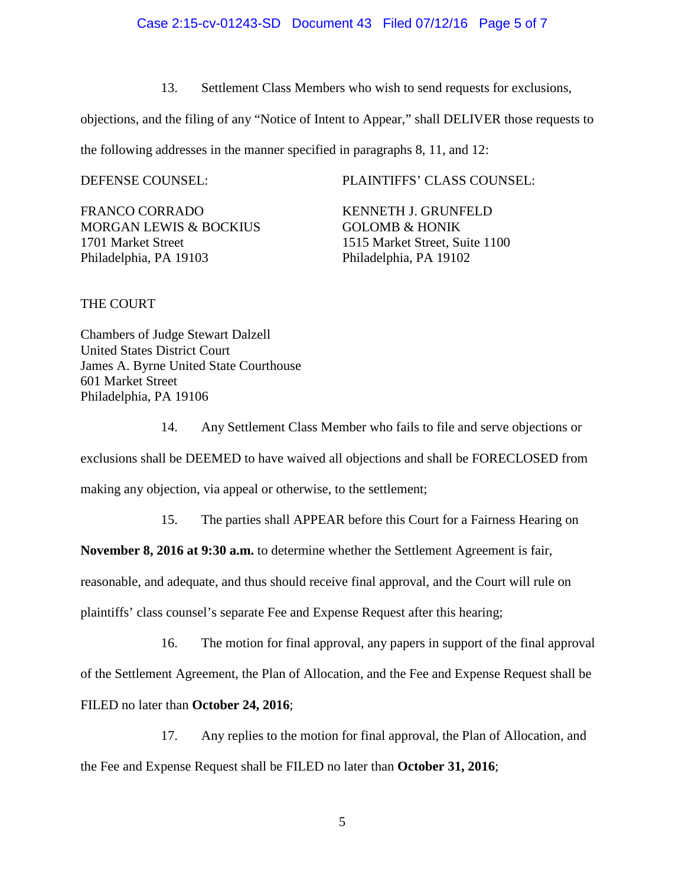13. Settlement Class Members who wish to send requests for exclusions, objections, and the filing of any "Notice of Intent to Appear," shall DELIVER those requests to the following addresses in the manner specified in paragraphs 8, 11, and 12:

DEFENSE COUNSEL:

FRANCO CORRADO
MORGAN LEWIS & BOCKIUS
1701 Market Street
Philadelphia, PA 19103

PLAINTIFFS' CLASS COUNSEL:

KENNETH J. GRUNFELD
GOLOMB & HONIK
1515 Market Street, Suite 1100
Philadelphia, PA 19102

THE COURT

Chambers of Judge Stewart Dalzell
United States District Court
James A. Byrne United State Courthouse
601 Market Street
Philadelphia, PA 19106

14. Any Settlement Class Member who fails to file and serve objections or exclusions shall be DEEMED to have waived all objections and shall be FORECLOSED from making any objection, via appeal or otherwise, to the settlement;

15. The parties shall APPEAR before this Court for a Fairness Hearing on **November 8, 2016 at 9:30 a.m.** to determine whether the Settlement Agreement is fair, reasonable, and adequate, and thus should receive final approval, and the Court will rule on plaintiffs' class counsel's separate Fee and Expense Request after this hearing;

16. The motion for final approval, any papers in support of the final approval of the Settlement Agreement, the Plan of Allocation, and the Fee and Expense Request shall be FILED no later than **October 24, 2016**;

17. Any replies to the motion for final approval, the Plan of Allocation, and the Fee and Expense Request shall be FILED no later than **October 31, 2016**;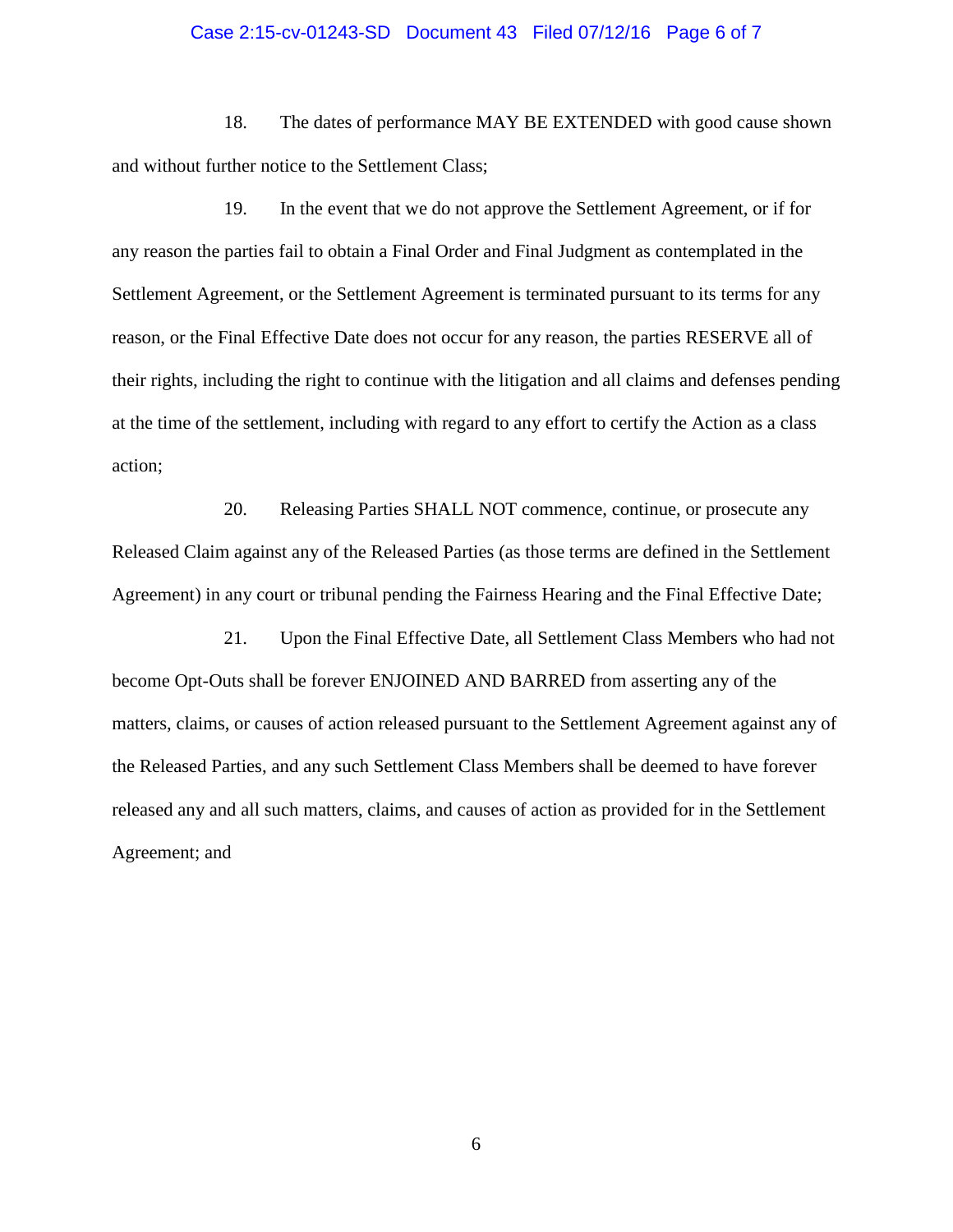18. The dates of performance MAY BE EXTENDED with good cause shown and without further notice to the Settlement Class;

19. In the event that we do not approve the Settlement Agreement, or if for any reason the parties fail to obtain a Final Order and Final Judgment as contemplated in the Settlement Agreement, or the Settlement Agreement is terminated pursuant to its terms for any reason, or the Final Effective Date does not occur for any reason, the parties RESERVE all of their rights, including the right to continue with the litigation and all claims and defenses pending at the time of the settlement, including with regard to any effort to certify the Action as a class action;

20. Releasing Parties SHALL NOT commence, continue, or prosecute any Released Claim against any of the Released Parties (as those terms are defined in the Settlement Agreement) in any court or tribunal pending the Fairness Hearing and the Final Effective Date;

21. Upon the Final Effective Date, all Settlement Class Members who had not become Opt-Outs shall be forever ENJOINED AND BARRED from asserting any of the matters, claims, or causes of action released pursuant to the Settlement Agreement against any of the Released Parties, and any such Settlement Class Members shall be deemed to have forever released any and all such matters, claims, and causes of action as provided for in the Settlement Agreement; and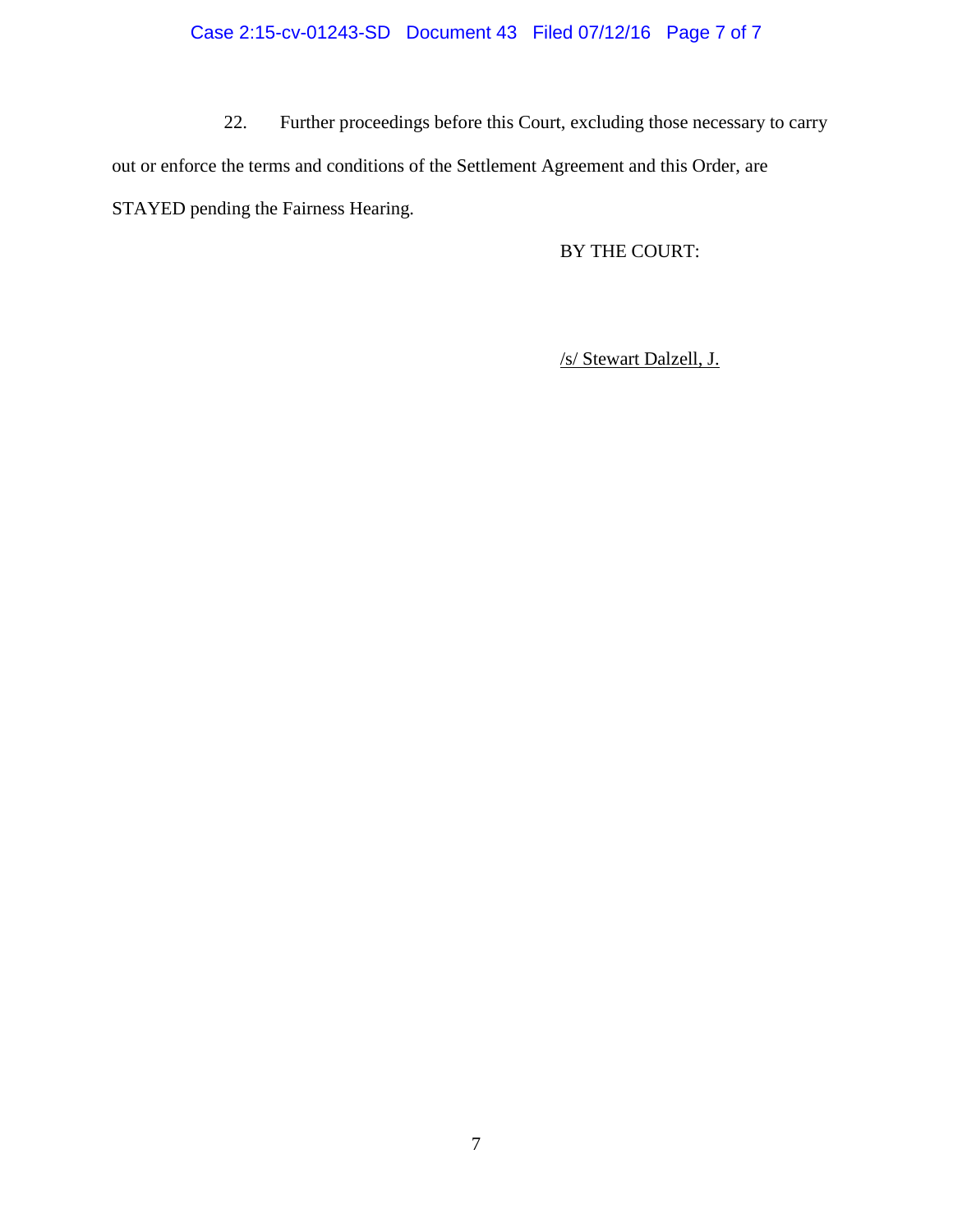22. Further proceedings before this Court, excluding those necessary to carry out or enforce the terms and conditions of the Settlement Agreement and this Order, are STAYED pending the Fairness Hearing.

BY THE COURT:

/s/ Stewart Dalzell, J.